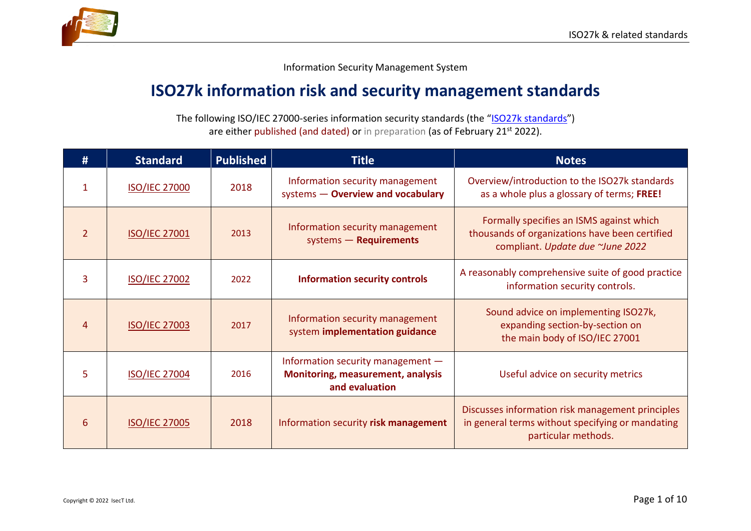Information Security Management System

# ISO27k information risk and security management standards

The following ISO/IEC 27000-series information security standards (the "ISO27k standards") are either published (and dated) or in preparation (as of February 21st 2022).

| # | Standard | Published | Title | Notes |
|---|---|---|---|---|
| 1 | ISO/IEC 27000 | 2018 | Information security management systems — **Overview and vocabulary** | Overview/introduction to the ISO27k standards as a whole plus a glossary of terms; **FREE!** |
| 2 | ISO/IEC 27001 | 2013 | Information security management systems — **Requirements** | Formally specifies an ISMS against which thousands of organizations have been certified compliant. *Update due ~June 2022* |
| 3 | ISO/IEC 27002 | 2022 | **Information security controls** | A reasonably comprehensive suite of good practice information security controls. |
| 4 | ISO/IEC 27003 | 2017 | Information security management system **implementation guidance** | Sound advice on implementing ISO27k, expanding section-by-section on the main body of ISO/IEC 27001 |
| 5 | ISO/IEC 27004 | 2016 | Information security management — **Monitoring, measurement, analysis and evaluation** | Useful advice on security metrics |
| 6 | ISO/IEC 27005 | 2018 | Information security **risk management** | Discusses information risk management principles in general terms without specifying or mandating particular methods. |

Copyright © 2022 IsecT Ltd.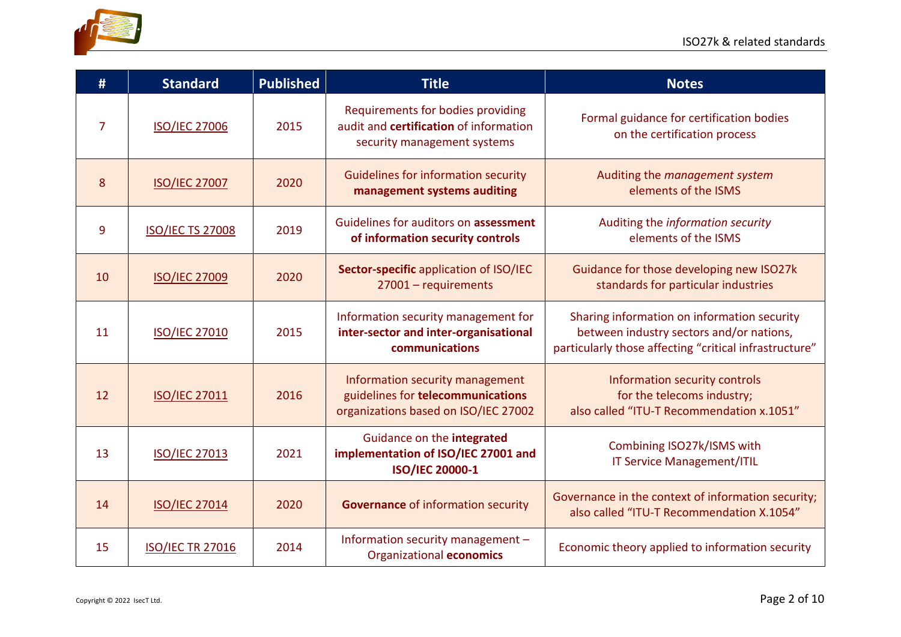| # | Standard | Published | Title | Notes |
|---|---|---|---|---|
| 7 | ISO/IEC 27006 | 2015 | Requirements for bodies providing audit and **certification** of information security management systems | Formal guidance for certification bodies on the certification process |
| 8 | ISO/IEC 27007 | 2020 | Guidelines for information security **management systems auditing** | Auditing the *management system* elements of the ISMS |
| 9 | ISO/IEC TS 27008 | 2019 | Guidelines for auditors on **assessment of information security controls** | Auditing the *information security* elements of the ISMS |
| 10 | ISO/IEC 27009 | 2020 | **Sector-specific** application of ISO/IEC 27001 – requirements | Guidance for those developing new ISO27k standards for particular industries |
| 11 | ISO/IEC 27010 | 2015 | Information security management for **inter-sector and inter-organisational communications** | Sharing information on information security between industry sectors and/or nations, particularly those affecting "critical infrastructure" |
| 12 | ISO/IEC 27011 | 2016 | Information security management guidelines for **telecommunications** organizations based on ISO/IEC 27002 | Information security controls for the telecoms industry; also called "ITU-T Recommendation x.1051" |
| 13 | ISO/IEC 27013 | 2021 | Guidance on the **integrated implementation of ISO/IEC 27001 and ISO/IEC 20000-1** | Combining ISO27k/ISMS with IT Service Management/ITIL |
| 14 | ISO/IEC 27014 | 2020 | **Governance** of information security | Governance in the context of information security; also called "ITU-T Recommendation X.1054" |
| 15 | ISO/IEC TR 27016 | 2014 | Information security management – Organizational **economics** | Economic theory applied to information security |

Copyright © 2022 IsecT Ltd.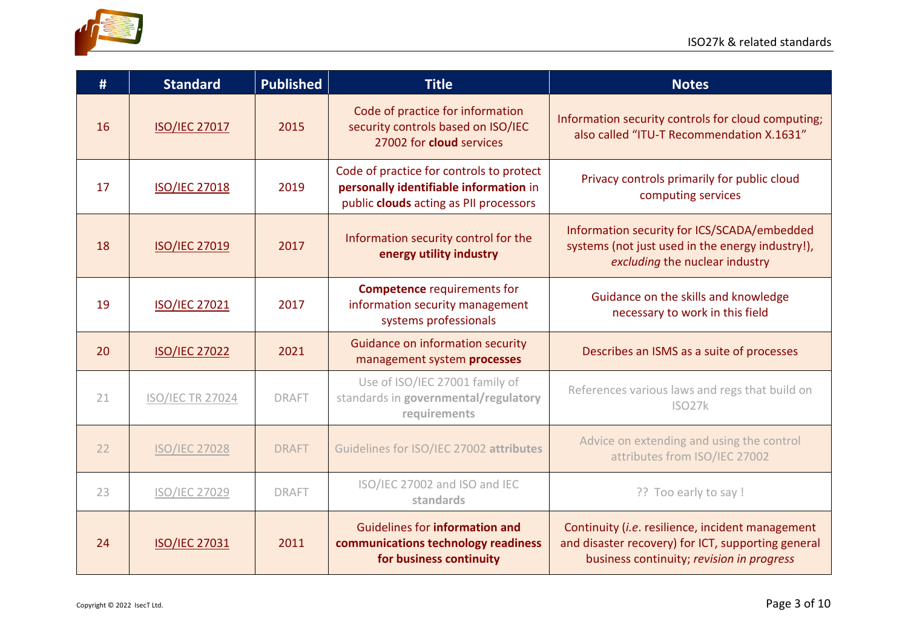| # | Standard | Published | Title | Notes |
|---|---|---|---|---|
| 16 | ISO/IEC 27017 | 2015 | Code of practice for information security controls based on ISO/IEC 27002 for **cloud** services | Information security controls for cloud computing; also called "ITU-T Recommendation X.1631" |
| 17 | ISO/IEC 27018 | 2019 | Code of practice for controls to protect **personally identifiable information** in public **clouds** acting as PII processors | Privacy controls primarily for public cloud computing services |
| 18 | ISO/IEC 27019 | 2017 | Information security control for the **energy utility industry** | Information security for ICS/SCADA/embedded systems (not just used in the energy industry!), *excluding* the nuclear industry |
| 19 | ISO/IEC 27021 | 2017 | **Competence** requirements for information security management systems professionals | Guidance on the skills and knowledge necessary to work in this field |
| 20 | ISO/IEC 27022 | 2021 | Guidance on information security management system **processes** | Describes an ISMS as a suite of processes |
| 21 | ISO/IEC TR 27024 | DRAFT | Use of ISO/IEC 27001 family of standards in **governmental/regulatory requirements** | References various laws and regs that build on ISO27k |
| 22 | ISO/IEC 27028 | DRAFT | Guidelines for ISO/IEC 27002 **attributes** | Advice on extending and using the control attributes from ISO/IEC 27002 |
| 23 | ISO/IEC 27029 | DRAFT | ISO/IEC 27002 and ISO and IEC **standards** | ?? Too early to say ! |
| 24 | ISO/IEC 27031 | 2011 | Guidelines for **information and communications technology readiness for business continuity** | Continuity (*i.e.* resilience, incident management and disaster recovery) for ICT, supporting general business continuity; *revision in progress* |

Copyright © 2022 IsecT Ltd.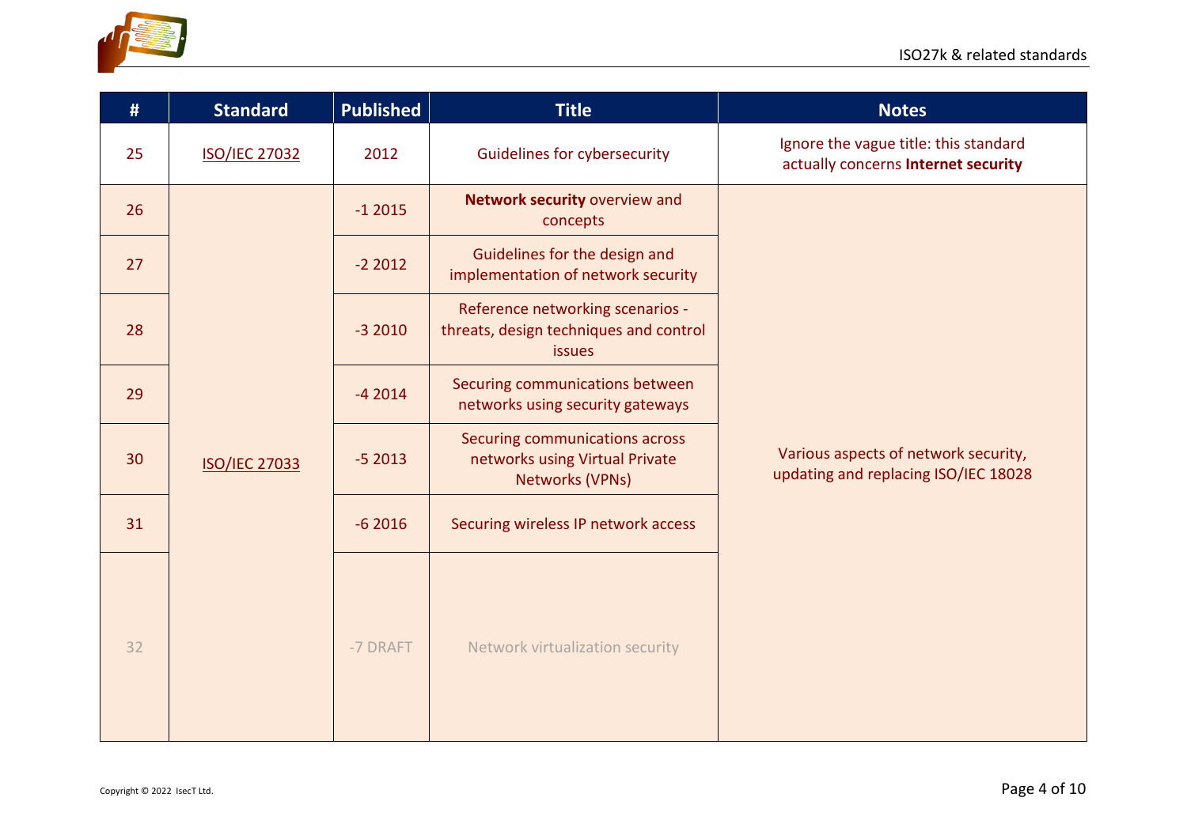| # | Standard | Published | Title | Notes |
|---|---|---|---|---|
| 25 | ISO/IEC 27032 | 2012 | Guidelines for cybersecurity | Ignore the vague title: this standard actually concerns **Internet security** |
| 26 | ISO/IEC 27033 | -1 2015 | **Network security** overview and concepts | Various aspects of network security, updating and replacing ISO/IEC 18028 |
| 27 | | -2 2012 | Guidelines for the design and implementation of network security | |
| 28 | | -3 2010 | Reference networking scenarios - threats, design techniques and control issues | |
| 29 | | -4 2014 | Securing communications between networks using security gateways | |
| 30 | | -5 2013 | Securing communications across networks using Virtual Private Networks (VPNs) | |
| 31 | | -6 2016 | Securing wireless IP network access | |
| 32 | | -7 DRAFT | Network virtualization security | |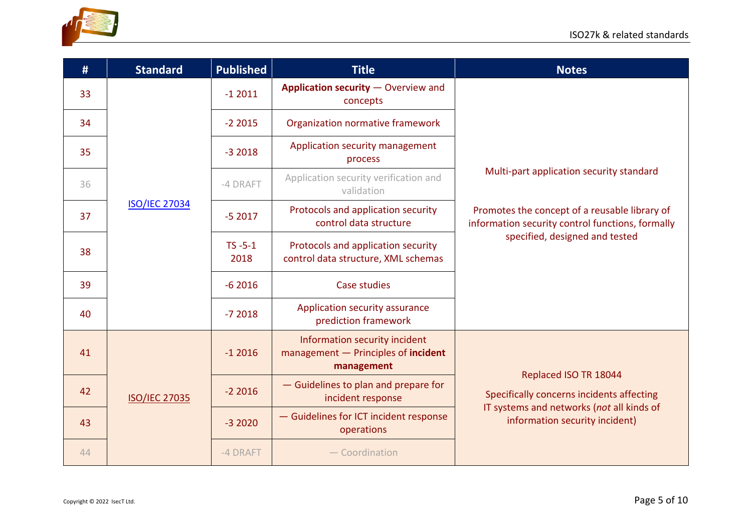| # | Standard | Published | Title | Notes |
|---|---|---|---|---|
| 33 | ISO/IEC 27034 | -1 2011 | **Application security** — Overview and concepts | Multi-part application security standard<br><br>Promotes the concept of a reusable library of information security control functions, formally specified, designed and tested |
| 34 | | -2 2015 | Organization normative framework | |
| 35 | | -3 2018 | Application security management process | |
| 36 | | -4 DRAFT | Application security verification and validation | |
| 37 | | -5 2017 | Protocols and application security control data structure | |
| 38 | | TS -5-1 2018 | Protocols and application security control data structure, XML schemas | |
| 39 | | -6 2016 | Case studies | |
| 40 | | -7 2018 | Application security assurance prediction framework | |
| 41 | ISO/IEC 27035 | -1 2016 | Information security incident management — Principles of **incident management** | Replaced ISO TR 18044<br><br>Specifically concerns incidents affecting IT systems and networks (*not* all kinds of information security incident) |
| 42 | | -2 2016 | — Guidelines to plan and prepare for incident response | |
| 43 | | -3 2020 | — Guidelines for ICT incident response operations | |
| 44 | | -4 DRAFT | — Coordination | |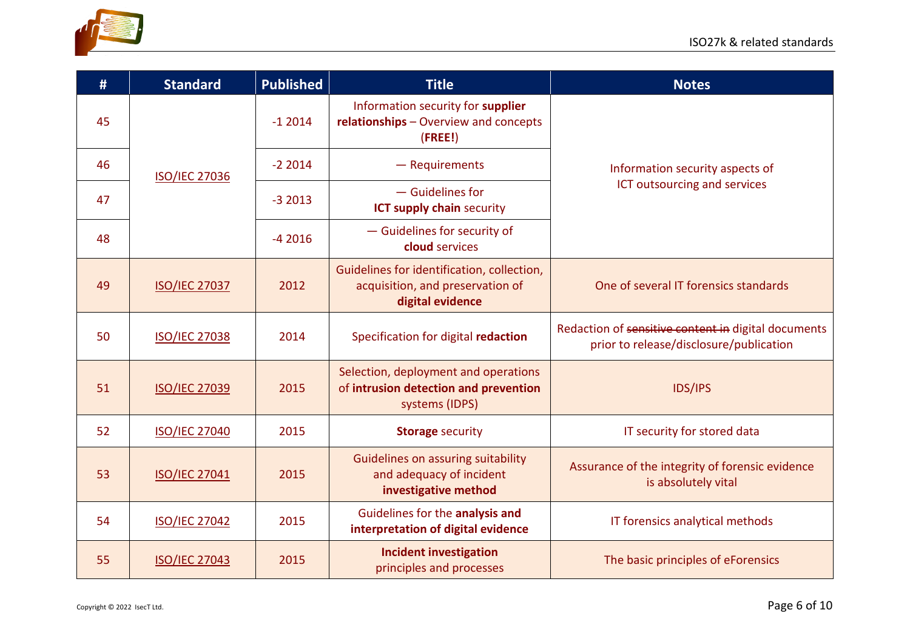| # | Standard | Published | Title | Notes |
|---|---|---|---|---|
| 45 | ISO/IEC 27036 | -1 2014 | Information security for **supplier relationships** – Overview and concepts (**FREE!**) | Information security aspects of ICT outsourcing and services |
| 46 | | -2 2014 | — Requirements | |
| 47 | | -3 2013 | — Guidelines for **ICT supply chain** security | |
| 48 | | -4 2016 | — Guidelines for security of **cloud** services | |
| 49 | ISO/IEC 27037 | 2012 | Guidelines for identification, collection, acquisition, and preservation of **digital evidence** | One of several IT forensics standards |
| 50 | ISO/IEC 27038 | 2014 | Specification for digital **redaction** | Redaction of ~~sensitive content in~~ digital documents prior to release/disclosure/publication |
| 51 | ISO/IEC 27039 | 2015 | Selection, deployment and operations of **intrusion detection and prevention** systems (IDPS) | IDS/IPS |
| 52 | ISO/IEC 27040 | 2015 | **Storage** security | IT security for stored data |
| 53 | ISO/IEC 27041 | 2015 | Guidelines on assuring suitability and adequacy of incident **investigative method** | Assurance of the integrity of forensic evidence is absolutely vital |
| 54 | ISO/IEC 27042 | 2015 | Guidelines for the **analysis and interpretation of digital evidence** | IT forensics analytical methods |
| 55 | ISO/IEC 27043 | 2015 | **Incident investigation** principles and processes | The basic principles of eForensics |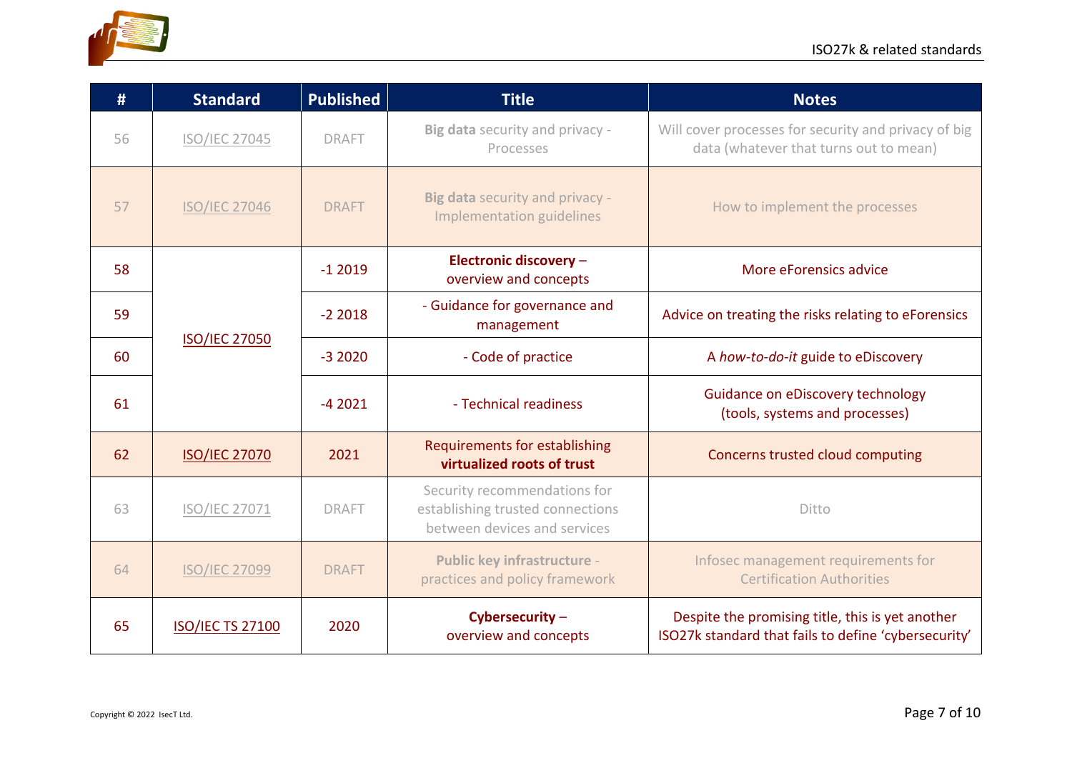| # | Standard | Published | Title | Notes |
|---|---|---|---|---|
| 56 | ISO/IEC 27045 | DRAFT | **Big data** security and privacy - Processes | Will cover processes for security and privacy of big data (whatever that turns out to mean) |
| 57 | ISO/IEC 27046 | DRAFT | **Big data** security and privacy - Implementation guidelines | How to implement the processes |
| 58 | ISO/IEC 27050 | -1 2019 | **Electronic discovery** – overview and concepts | More eForensics advice |
| 59 | | -2 2018 | - Guidance for governance and management | Advice on treating the risks relating to eForensics |
| 60 | | -3 2020 | - Code of practice | A *how-to-do-it* guide to eDiscovery |
| 61 | | -4 2021 | - Technical readiness | Guidance on eDiscovery technology (tools, systems and processes) |
| 62 | ISO/IEC 27070 | 2021 | Requirements for establishing **virtualized roots of trust** | Concerns trusted cloud computing |
| 63 | ISO/IEC 27071 | DRAFT | Security recommendations for establishing trusted connections between devices and services | Ditto |
| 64 | ISO/IEC 27099 | DRAFT | **Public key infrastructure** - practices and policy framework | Infosec management requirements for Certification Authorities |
| 65 | ISO/IEC TS 27100 | 2020 | **Cybersecurity** – overview and concepts | Despite the promising title, this is yet another ISO27k standard that fails to define 'cybersecurity' |

Copyright © 2022 IsecT Ltd.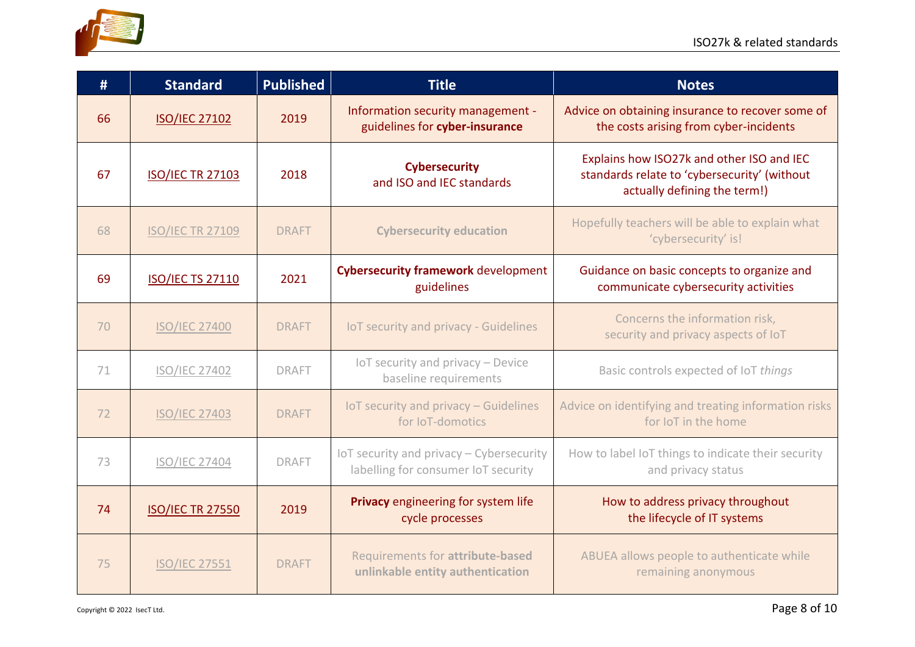| # | Standard | Published | Title | Notes |
|---|---|---|---|---|
| 66 | ISO/IEC 27102 | 2019 | Information security management - guidelines for **cyber-insurance** | Advice on obtaining insurance to recover some of the costs arising from cyber-incidents |
| 67 | ISO/IEC TR 27103 | 2018 | **Cybersecurity** and ISO and IEC standards | Explains how ISO27k and other ISO and IEC standards relate to 'cybersecurity' (without actually defining the term!) |
| 68 | ISO/IEC TR 27109 | DRAFT | **Cybersecurity education** | Hopefully teachers will be able to explain what 'cybersecurity' is! |
| 69 | ISO/IEC TS 27110 | 2021 | **Cybersecurity framework** development guidelines | Guidance on basic concepts to organize and communicate cybersecurity activities |
| 70 | ISO/IEC 27400 | DRAFT | IoT security and privacy - Guidelines | Concerns the information risk, security and privacy aspects of IoT |
| 71 | ISO/IEC 27402 | DRAFT | IoT security and privacy – Device baseline requirements | Basic controls expected of IoT *things* |
| 72 | ISO/IEC 27403 | DRAFT | IoT security and privacy – Guidelines for IoT-domotics | Advice on identifying and treating information risks for IoT in the home |
| 73 | ISO/IEC 27404 | DRAFT | IoT security and privacy – Cybersecurity labelling for consumer IoT security | How to label IoT things to indicate their security and privacy status |
| 74 | ISO/IEC TR 27550 | 2019 | **Privacy** engineering for system life cycle processes | How to address privacy throughout the lifecycle of IT systems |
| 75 | ISO/IEC 27551 | DRAFT | Requirements for **attribute-based unlinkable entity authentication** | ABUEA allows people to authenticate while remaining anonymous |

Copyright © 2022 IsecT Ltd.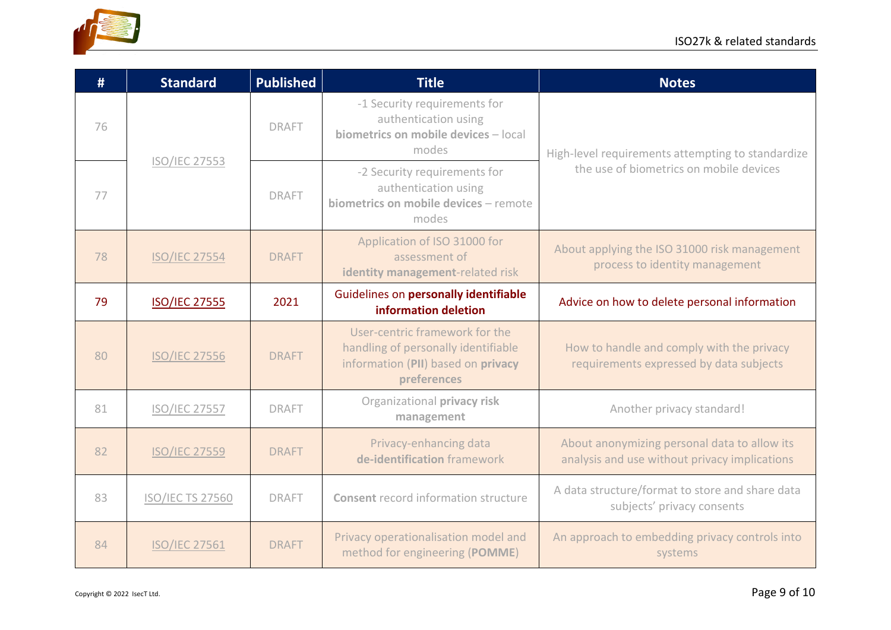| # | Standard | Published | Title | Notes |
|---|---|---|---|---|
| 76 | ISO/IEC 27553 | DRAFT | -1 Security requirements for authentication using **biometrics on mobile devices** – local modes | High-level requirements attempting to standardize the use of biometrics on mobile devices |
| 77 | | DRAFT | -2 Security requirements for authentication using **biometrics on mobile devices** – remote modes | |
| 78 | ISO/IEC 27554 | DRAFT | Application of ISO 31000 for assessment of **identity management**-related risk | About applying the ISO 31000 risk management process to identity management |
| 79 | ISO/IEC 27555 | 2021 | Guidelines on **personally identifiable information deletion** | Advice on how to delete personal information |
| 80 | ISO/IEC 27556 | DRAFT | User-centric framework for the handling of personally identifiable information (**PII**) based on **privacy preferences** | How to handle and comply with the privacy requirements expressed by data subjects |
| 81 | ISO/IEC 27557 | DRAFT | Organizational **privacy risk management** | Another privacy standard! |
| 82 | ISO/IEC 27559 | DRAFT | Privacy-enhancing data **de-identification** framework | About anonymizing personal data to allow its analysis and use without privacy implications |
| 83 | ISO/IEC TS 27560 | DRAFT | **Consent** record information structure | A data structure/format to store and share data subjects' privacy consents |
| 84 | ISO/IEC 27561 | DRAFT | Privacy operationalisation model and method for engineering (**POMME**) | An approach to embedding privacy controls into systems |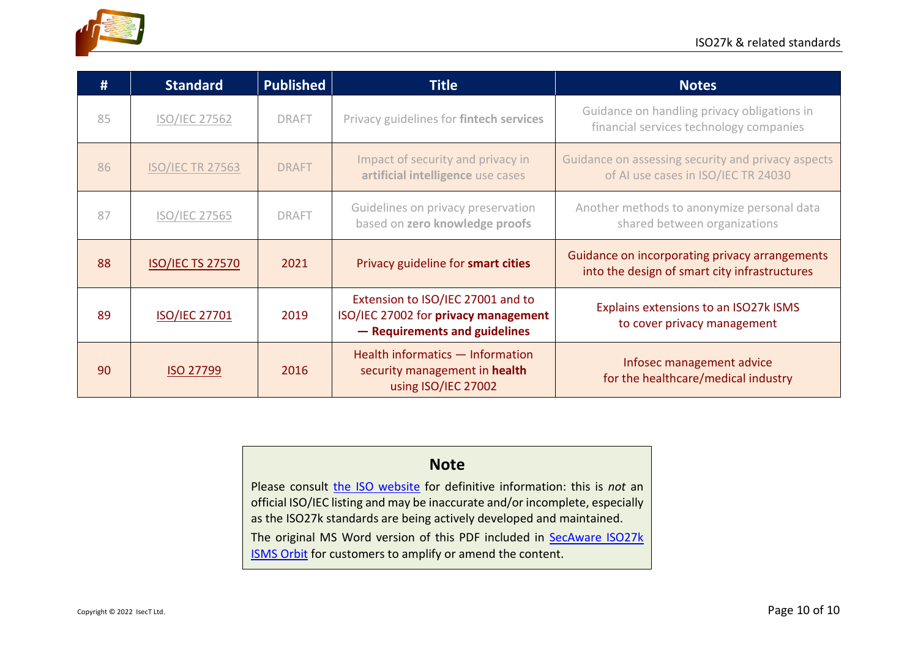| # | Standard | Published | Title | Notes |
|---|---|---|---|---|
| 85 | ISO/IEC 27562 | DRAFT | Privacy guidelines for **fintech services** | Guidance on handling privacy obligations in financial services technology companies |
| 86 | ISO/IEC TR 27563 | DRAFT | Impact of security and privacy in **artificial intelligence** use cases | Guidance on assessing security and privacy aspects of AI use cases in ISO/IEC TR 24030 |
| 87 | ISO/IEC 27565 | DRAFT | Guidelines on privacy preservation based on **zero knowledge proofs** | Another methods to anonymize personal data shared between organizations |
| 88 | ISO/IEC TS 27570 | 2021 | Privacy guideline for **smart cities** | Guidance on incorporating privacy arrangements into the design of smart city infrastructures |
| 89 | ISO/IEC 27701 | 2019 | Extension to ISO/IEC 27001 and to ISO/IEC 27002 for **privacy management — Requirements and guidelines** | Explains extensions to an ISO27k ISMS to cover privacy management |
| 90 | ISO 27799 | 2016 | Health informatics — Information security management in **health** using ISO/IEC 27002 | Infosec management advice for the healthcare/medical industry |

## Note

Please consult the ISO website for definitive information: this is *not* an official ISO/IEC listing and may be inaccurate and/or incomplete, especially as the ISO27k standards are being actively developed and maintained.

The original MS Word version of this PDF included in SecAware ISO27k ISMS Orbit for customers to amplify or amend the content.

Copyright © 2022 IsecT Ltd.